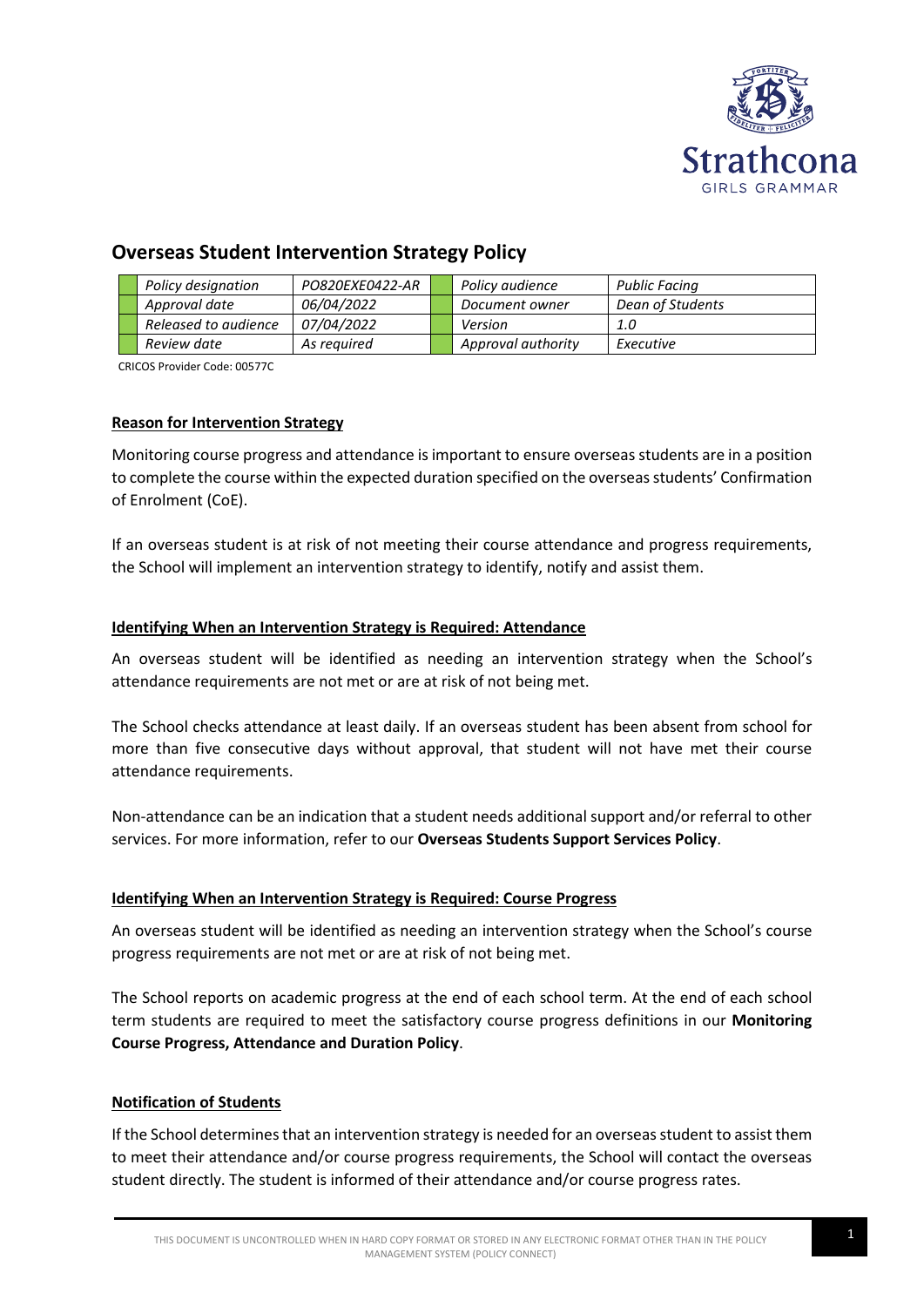# Overseas Student Intervention Strategy Policy

| Policy designation | PO820EXE0422-AR | Policy audience | Public Facing |
|---|---|---|---|
| Approval date | 06/04/2022 | Document owner | Dean of Students |
| Released to audience | 07/04/2022 | Version | 1.0 |
| Review date | As required | Approval authority | Executive |

CRICOS Provider Code: 00577C

## Reason for Intervention Strategy

Monitoring course progress and attendance is important to ensure overseas students are in a position to complete the course within the expected duration specified on the overseas students' Confirmation of Enrolment (CoE).

If an overseas student is at risk of not meeting their course attendance and progress requirements, the School will implement an intervention strategy to identify, notify and assist them.

## Identifying When an Intervention Strategy is Required: Attendance

An overseas student will be identified as needing an intervention strategy when the School's attendance requirements are not met or are at risk of not being met.

The School checks attendance at least daily. If an overseas student has been absent from school for more than five consecutive days without approval, that student will not have met their course attendance requirements.

Non-attendance can be an indication that a student needs additional support and/or referral to other services. For more information, refer to our **Overseas Students Support Services Policy**.

## Identifying When an Intervention Strategy is Required: Course Progress

An overseas student will be identified as needing an intervention strategy when the School's course progress requirements are not met or are at risk of not being met.

The School reports on academic progress at the end of each school term. At the end of each school term students are required to meet the satisfactory course progress definitions in our **Monitoring Course Progress, Attendance and Duration Policy**.

## Notification of Students

If the School determines that an intervention strategy is needed for an overseas student to assist them to meet their attendance and/or course progress requirements, the School will contact the overseas student directly. The student is informed of their attendance and/or course progress rates.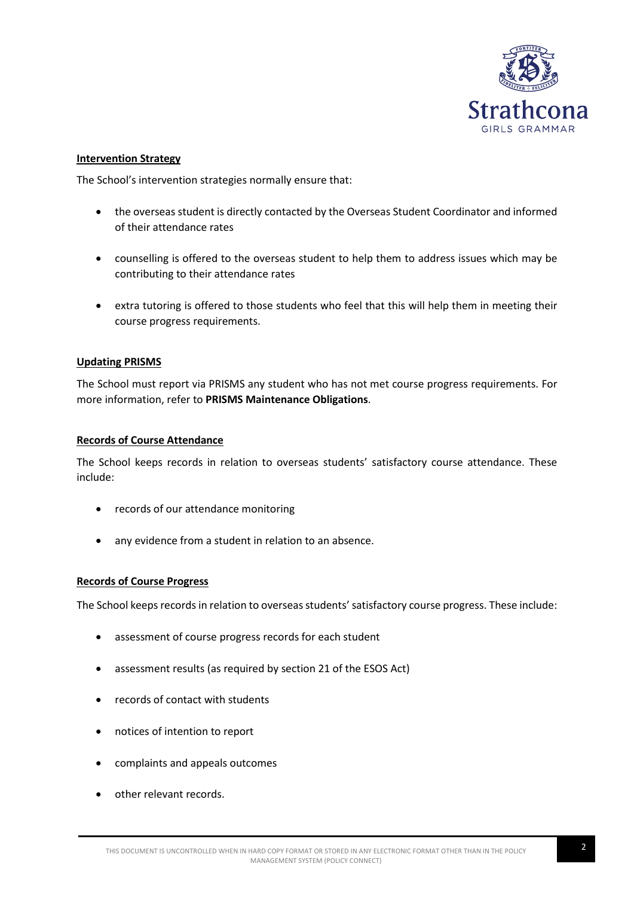**Intervention Strategy**

The School's intervention strategies normally ensure that:

- the overseas student is directly contacted by the Overseas Student Coordinator and informed of their attendance rates
- counselling is offered to the overseas student to help them to address issues which may be contributing to their attendance rates
- extra tutoring is offered to those students who feel that this will help them in meeting their course progress requirements.

**Updating PRISMS**

The School must report via PRISMS any student who has not met course progress requirements. For more information, refer to **PRISMS Maintenance Obligations**.

**Records of Course Attendance**

The School keeps records in relation to overseas students' satisfactory course attendance. These include:

- records of our attendance monitoring
- any evidence from a student in relation to an absence.

**Records of Course Progress**

The School keeps records in relation to overseas students' satisfactory course progress. These include:

- assessment of course progress records for each student
- assessment results (as required by section 21 of the ESOS Act)
- records of contact with students
- notices of intention to report
- complaints and appeals outcomes
- other relevant records.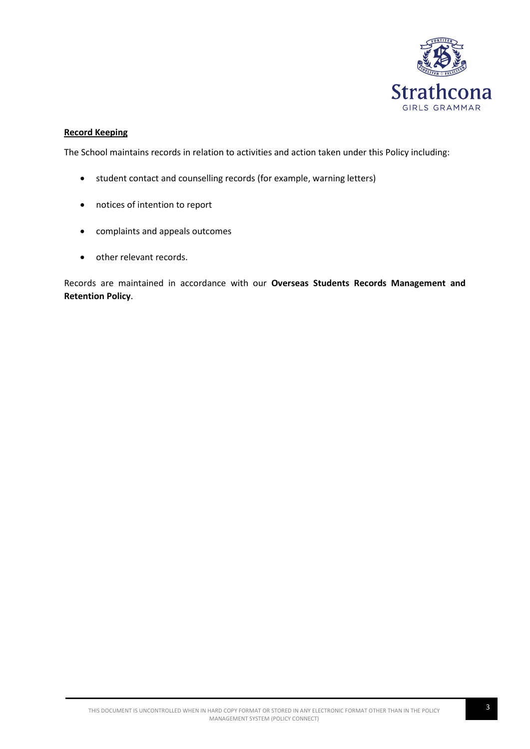**Record Keeping**

The School maintains records in relation to activities and action taken under this Policy including:

- student contact and counselling records (for example, warning letters)
- notices of intention to report
- complaints and appeals outcomes
- other relevant records.

Records are maintained in accordance with our **Overseas Students Records Management and Retention Policy**.